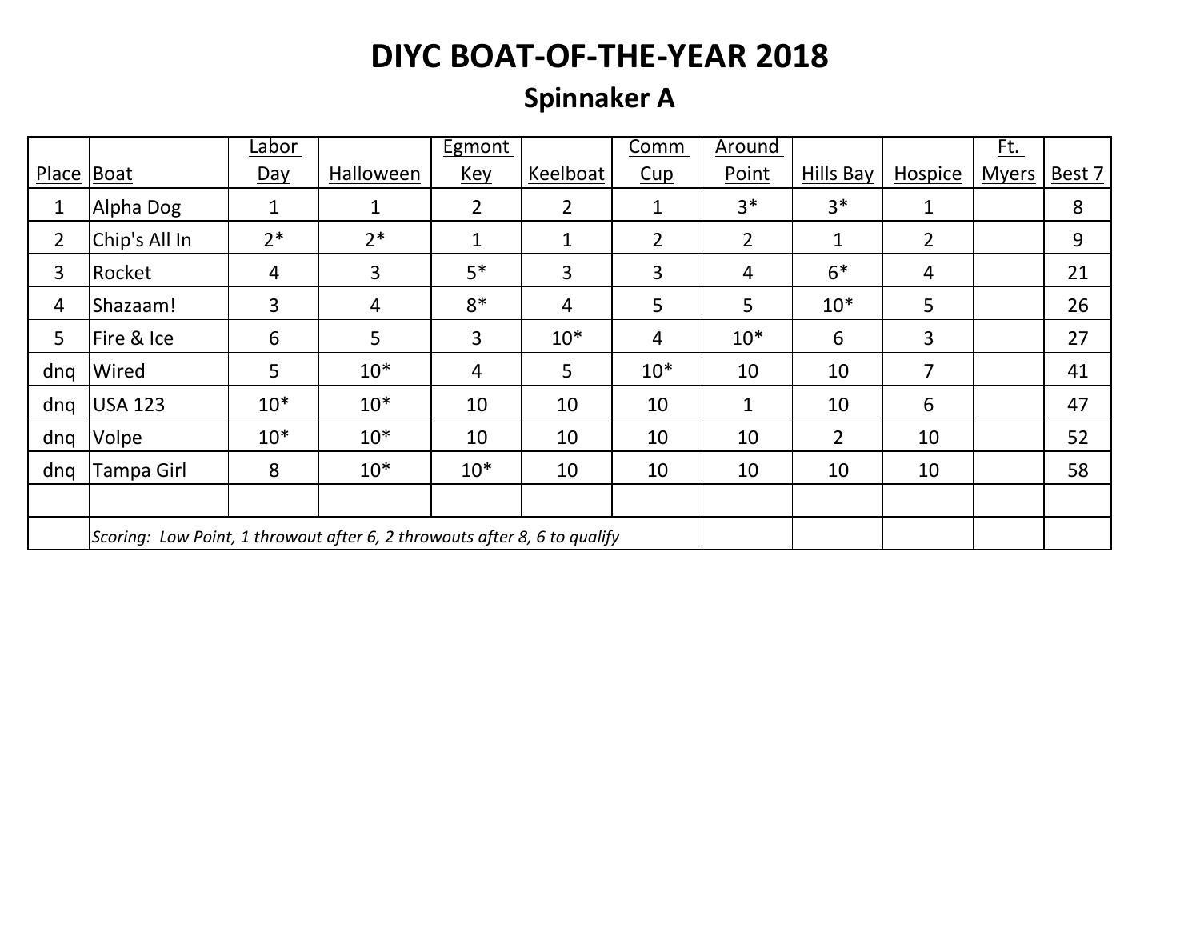# DIYC BOAT-OF-THE-YEAR 2018

## Spinnaker A

| Place | Boat | Labor Day | Halloween | Egmont Key | Keelboat | Comm Cup | Around Point | Hills Bay | Hospice | Ft. Myers | Best 7 |
|---|---|---|---|---|---|---|---|---|---|---|---|
| 1 | Alpha Dog | 1 | 1 | 2 | 2 | 1 | 3* | 3* | 1 | | 8 |
| 2 | Chip's All In | 2* | 2* | 1 | 1 | 2 | 2 | 1 | 2 | | 9 |
| 3 | Rocket | 4 | 3 | 5* | 3 | 3 | 4 | 6* | 4 | | 21 |
| 4 | Shazaam! | 3 | 4 | 8* | 4 | 5 | 5 | 10* | 5 | | 26 |
| 5 | Fire & Ice | 6 | 5 | 3 | 10* | 4 | 10* | 6 | 3 | | 27 |
| dnq | Wired | 5 | 10* | 4 | 5 | 10* | 10 | 10 | 7 | | 41 |
| dnq | USA 123 | 10* | 10* | 10 | 10 | 10 | 1 | 10 | 6 | | 47 |
| dnq | Volpe | 10* | 10* | 10 | 10 | 10 | 10 | 2 | 10 | | 52 |
| dnq | Tampa Girl | 8 | 10* | 10* | 10 | 10 | 10 | 10 | 10 | | 58 |
| | | | | | | | | | | | |
| | *Scoring: Low Point, 1 throwout after 6, 2 throwouts after 8, 6 to qualify* | | | | | | | | | | |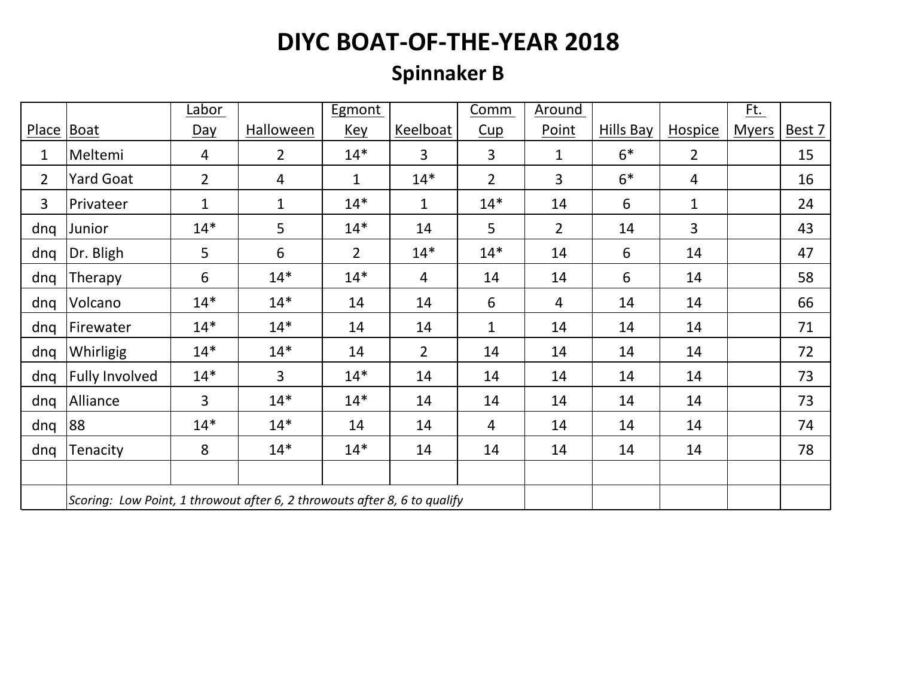# DIYC BOAT-OF-THE-YEAR 2018

## Spinnaker B

| Place | Boat | Labor Day | Halloween | Egmont Key | Keelboat | Comm Cup | Around Point | Hills Bay | Hospice | Ft. Myers | Best 7 |
|---|---|---|---|---|---|---|---|---|---|---|---|
| 1 | Meltemi | 4 | 2 | 14* | 3 | 3 | 1 | 6* | 2 | | 15 |
| 2 | Yard Goat | 2 | 4 | 1 | 14* | 2 | 3 | 6* | 4 | | 16 |
| 3 | Privateer | 1 | 1 | 14* | 1 | 14* | 14 | 6 | 1 | | 24 |
| dnq | Junior | 14* | 5 | 14* | 14 | 5 | 2 | 14 | 3 | | 43 |
| dnq | Dr. Bligh | 5 | 6 | 2 | 14* | 14* | 14 | 6 | 14 | | 47 |
| dnq | Therapy | 6 | 14* | 14* | 4 | 14 | 14 | 6 | 14 | | 58 |
| dnq | Volcano | 14* | 14* | 14 | 14 | 6 | 4 | 14 | 14 | | 66 |
| dnq | Firewater | 14* | 14* | 14 | 14 | 1 | 14 | 14 | 14 | | 71 |
| dnq | Whirligig | 14* | 14* | 14 | 2 | 14 | 14 | 14 | 14 | | 72 |
| dnq | Fully Involved | 14* | 3 | 14* | 14 | 14 | 14 | 14 | 14 | | 73 |
| dnq | Alliance | 3 | 14* | 14* | 14 | 14 | 14 | 14 | 14 | | 73 |
| dnq | 88 | 14* | 14* | 14 | 14 | 4 | 14 | 14 | 14 | | 74 |
| dnq | Tenacity | 8 | 14* | 14* | 14 | 14 | 14 | 14 | 14 | | 78 |
| | | | | | | | | | | | |
| | *Scoring: Low Point, 1 throwout after 6, 2 throwouts after 8, 6 to qualify* | | | | | | | | | | |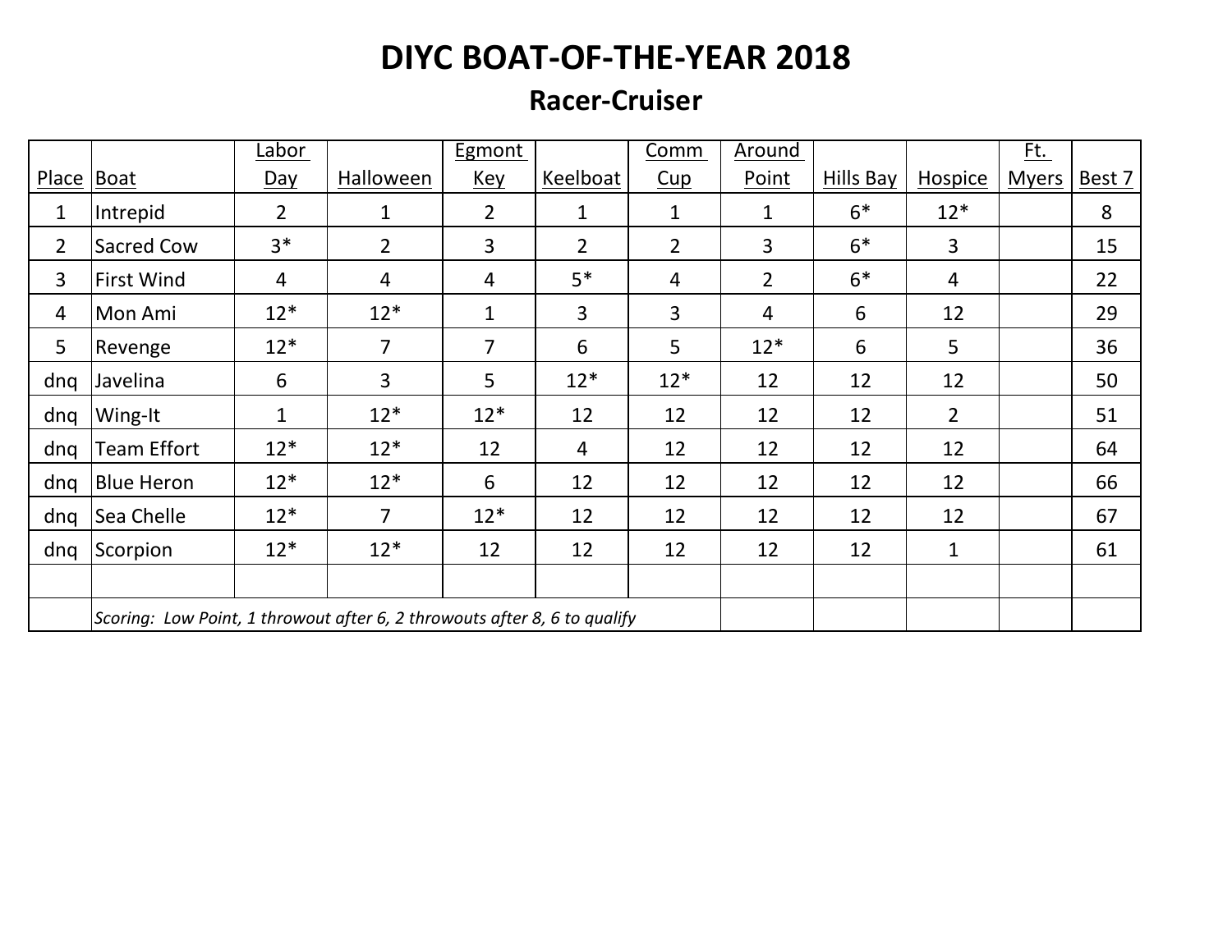# DIYC BOAT-OF-THE-YEAR 2018

## Racer-Cruiser

| Place | Boat | Labor Day | Halloween | Egmont Key | Keelboat | Comm Cup | Around Point | Hills Bay | Hospice | Ft. Myers | Best 7 |
|---|---|---|---|---|---|---|---|---|---|---|---|
| 1 | Intrepid | 2 | 1 | 2 | 1 | 1 | 1 | 6* | 12* | | 8 |
| 2 | Sacred Cow | 3* | 2 | 3 | 2 | 2 | 3 | 6* | 3 | | 15 |
| 3 | First Wind | 4 | 4 | 4 | 5* | 4 | 2 | 6* | 4 | | 22 |
| 4 | Mon Ami | 12* | 12* | 1 | 3 | 3 | 4 | 6 | 12 | | 29 |
| 5 | Revenge | 12* | 7 | 7 | 6 | 5 | 12* | 6 | 5 | | 36 |
| dnq | Javelina | 6 | 3 | 5 | 12* | 12* | 12 | 12 | 12 | | 50 |
| dnq | Wing-It | 1 | 12* | 12* | 12 | 12 | 12 | 12 | 2 | | 51 |
| dnq | Team Effort | 12* | 12* | 12 | 4 | 12 | 12 | 12 | 12 | | 64 |
| dnq | Blue Heron | 12* | 12* | 6 | 12 | 12 | 12 | 12 | 12 | | 66 |
| dnq | Sea Chelle | 12* | 7 | 12* | 12 | 12 | 12 | 12 | 12 | | 67 |
| dnq | Scorpion | 12* | 12* | 12 | 12 | 12 | 12 | 12 | 1 | | 61 |
| | | | | | | | | | | | |
| | *Scoring: Low Point, 1 throwout after 6, 2 throwouts after 8, 6 to qualify* | | | | | | | | | | |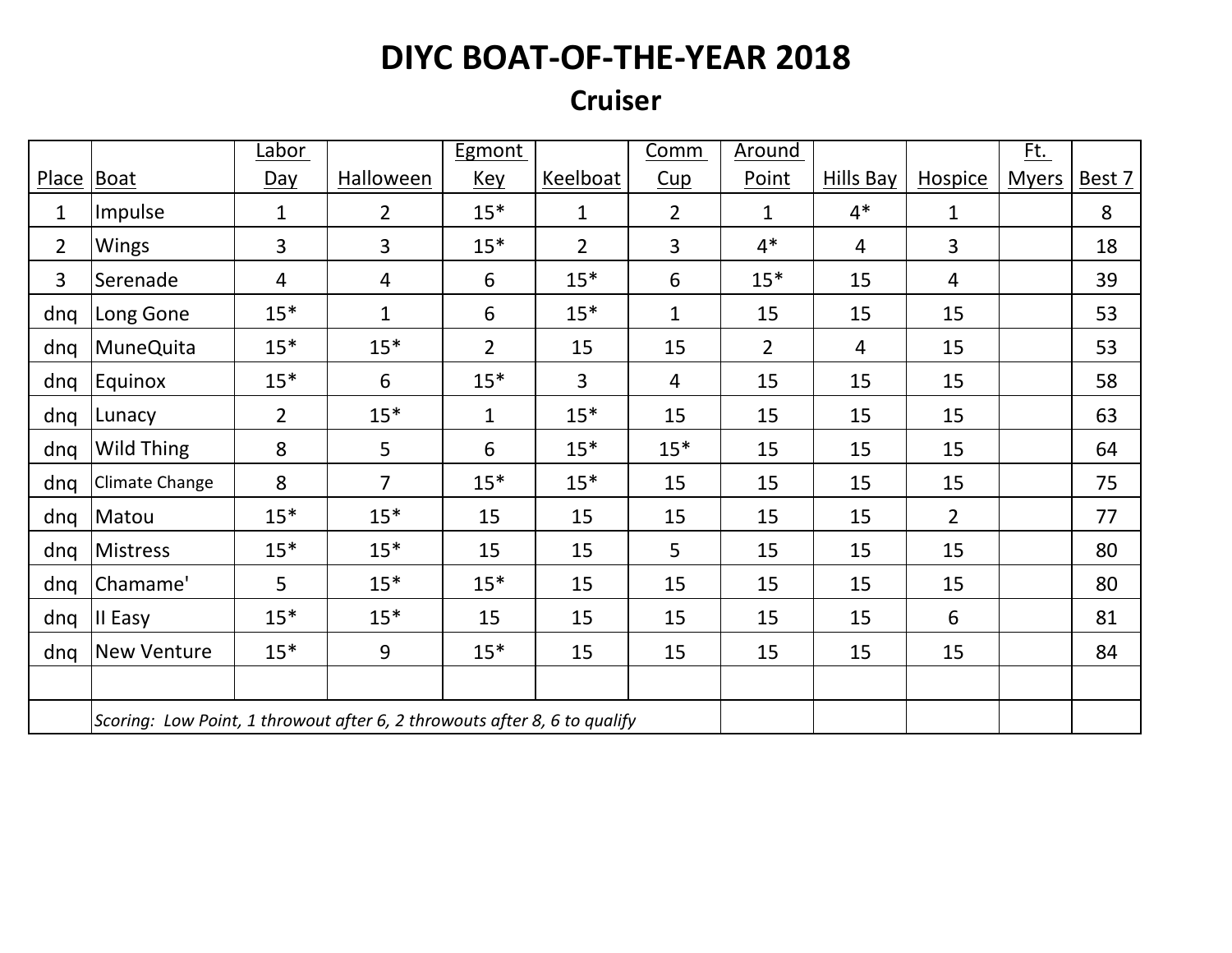# DIYC BOAT-OF-THE-YEAR 2018

## Cruiser

| Place | Boat | Labor Day | Halloween | Egmont Key | Keelboat | Comm Cup | Around Point | Hills Bay | Hospice | Ft. Myers | Best 7 |
|---|---|---|---|---|---|---|---|---|---|---|---|
| 1 | Impulse | 1 | 2 | 15* | 1 | 2 | 1 | 4* | 1 | | 8 |
| 2 | Wings | 3 | 3 | 15* | 2 | 3 | 4* | 4 | 3 | | 18 |
| 3 | Serenade | 4 | 4 | 6 | 15* | 6 | 15* | 15 | 4 | | 39 |
| dnq | Long Gone | 15* | 1 | 6 | 15* | 1 | 15 | 15 | 15 | | 53 |
| dnq | MuneQuita | 15* | 15* | 2 | 15 | 15 | 2 | 4 | 15 | | 53 |
| dnq | Equinox | 15* | 6 | 15* | 3 | 4 | 15 | 15 | 15 | | 58 |
| dnq | Lunacy | 2 | 15* | 1 | 15* | 15 | 15 | 15 | 15 | | 63 |
| dnq | Wild Thing | 8 | 5 | 6 | 15* | 15* | 15 | 15 | 15 | | 64 |
| dnq | Climate Change | 8 | 7 | 15* | 15* | 15 | 15 | 15 | 15 | | 75 |
| dnq | Matou | 15* | 15* | 15 | 15 | 15 | 15 | 15 | 2 | | 77 |
| dnq | Mistress | 15* | 15* | 15 | 15 | 5 | 15 | 15 | 15 | | 80 |
| dnq | Chamame' | 5 | 15* | 15* | 15 | 15 | 15 | 15 | 15 | | 80 |
| dnq | II Easy | 15* | 15* | 15 | 15 | 15 | 15 | 15 | 6 | | 81 |
| dnq | New Venture | 15* | 9 | 15* | 15 | 15 | 15 | 15 | 15 | | 84 |
| | | | | | | | | | | | |
| | *Scoring: Low Point, 1 throwout after 6, 2 throwouts after 8, 6 to qualify* | | | | | | | | | | |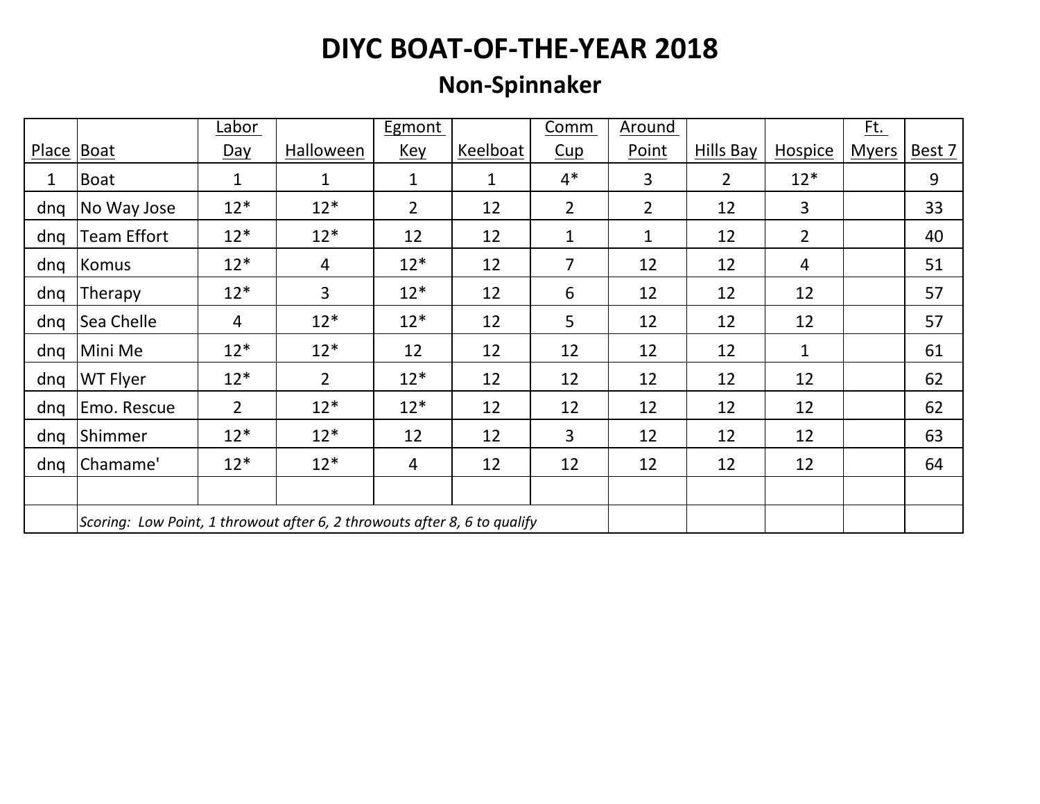# DIYC BOAT-OF-THE-YEAR 2018

## Non-Spinnaker

| Place | Boat | Labor Day | Halloween | Egmont Key | Keelboat | Comm Cup | Around Point | Hills Bay | Hospice | Ft. Myers | Best 7 |
|---|---|---|---|---|---|---|---|---|---|---|---|
| 1 | Boat | 1 | 1 | 1 | 1 | 4* | 3 | 2 | 12* | | 9 |
| dnq | No Way Jose | 12* | 12* | 2 | 12 | 2 | 2 | 12 | 3 | | 33 |
| dnq | Team Effort | 12* | 12* | 12 | 12 | 1 | 1 | 12 | 2 | | 40 |
| dnq | Komus | 12* | 4 | 12* | 12 | 7 | 12 | 12 | 4 | | 51 |
| dnq | Therapy | 12* | 3 | 12* | 12 | 6 | 12 | 12 | 12 | | 57 |
| dnq | Sea Chelle | 4 | 12* | 12* | 12 | 5 | 12 | 12 | 12 | | 57 |
| dnq | Mini Me | 12* | 12* | 12 | 12 | 12 | 12 | 12 | 1 | | 61 |
| dnq | WT Flyer | 12* | 2 | 12* | 12 | 12 | 12 | 12 | 12 | | 62 |
| dnq | Emo. Rescue | 2 | 12* | 12* | 12 | 12 | 12 | 12 | 12 | | 62 |
| dnq | Shimmer | 12* | 12* | 12 | 12 | 3 | 12 | 12 | 12 | | 63 |
| dnq | Chamame' | 12* | 12* | 4 | 12 | 12 | 12 | 12 | 12 | | 64 |
| | | | | | | | | | | | |
| | *Scoring: Low Point, 1 throwout after 6, 2 throwouts after 8, 6 to qualify* | | | | | | | | | | |